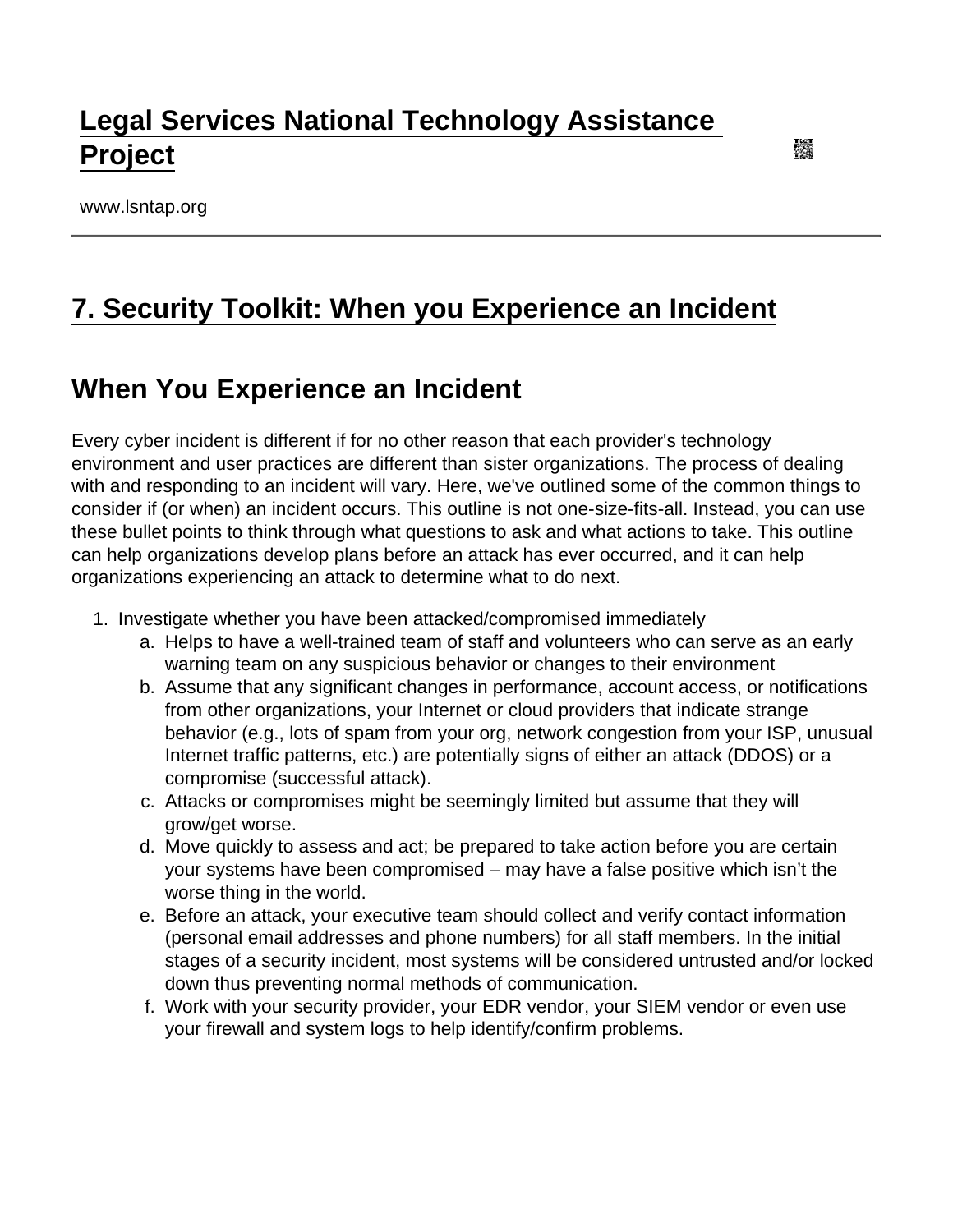# Legal Services National Technology Assistance Project

www.lsntap.org

# 7. Security Toolkit: When you Experience an Incident

## When You Experience an Incident

Every cyber incident is different if for no other reason that each provider's technology environment and user practices are different than sister organizations. The process of dealing with and responding to an incident will vary. Here, we've outlined some of the common things to consider if (or when) an incident occurs. This outline is not one-size-fits-all. Instead, you can use these bullet points to think through what questions to ask and what actions to take. This outline can help organizations develop plans before an attack has ever occurred, and it can help organizations experiencing an attack to determine what to do next.

1. Investigate whether you have been attacked/compromised immediately
   a. Helps to have a well-trained team of staff and volunteers who can serve as an early warning team on any suspicious behavior or changes to their environment
   b. Assume that any significant changes in performance, account access, or notifications from other organizations, your Internet or cloud providers that indicate strange behavior (e.g., lots of spam from your org, network congestion from your ISP, unusual Internet traffic patterns, etc.) are potentially signs of either an attack (DDOS) or a compromise (successful attack).
   c. Attacks or compromises might be seemingly limited but assume that they will grow/get worse.
   d. Move quickly to assess and act; be prepared to take action before you are certain your systems have been compromised – may have a false positive which isn't the worse thing in the world.
   e. Before an attack, your executive team should collect and verify contact information (personal email addresses and phone numbers) for all staff members. In the initial stages of a security incident, most systems will be considered untrusted and/or locked down thus preventing normal methods of communication.
   f. Work with your security provider, your EDR vendor, your SIEM vendor or even use your firewall and system logs to help identify/confirm problems.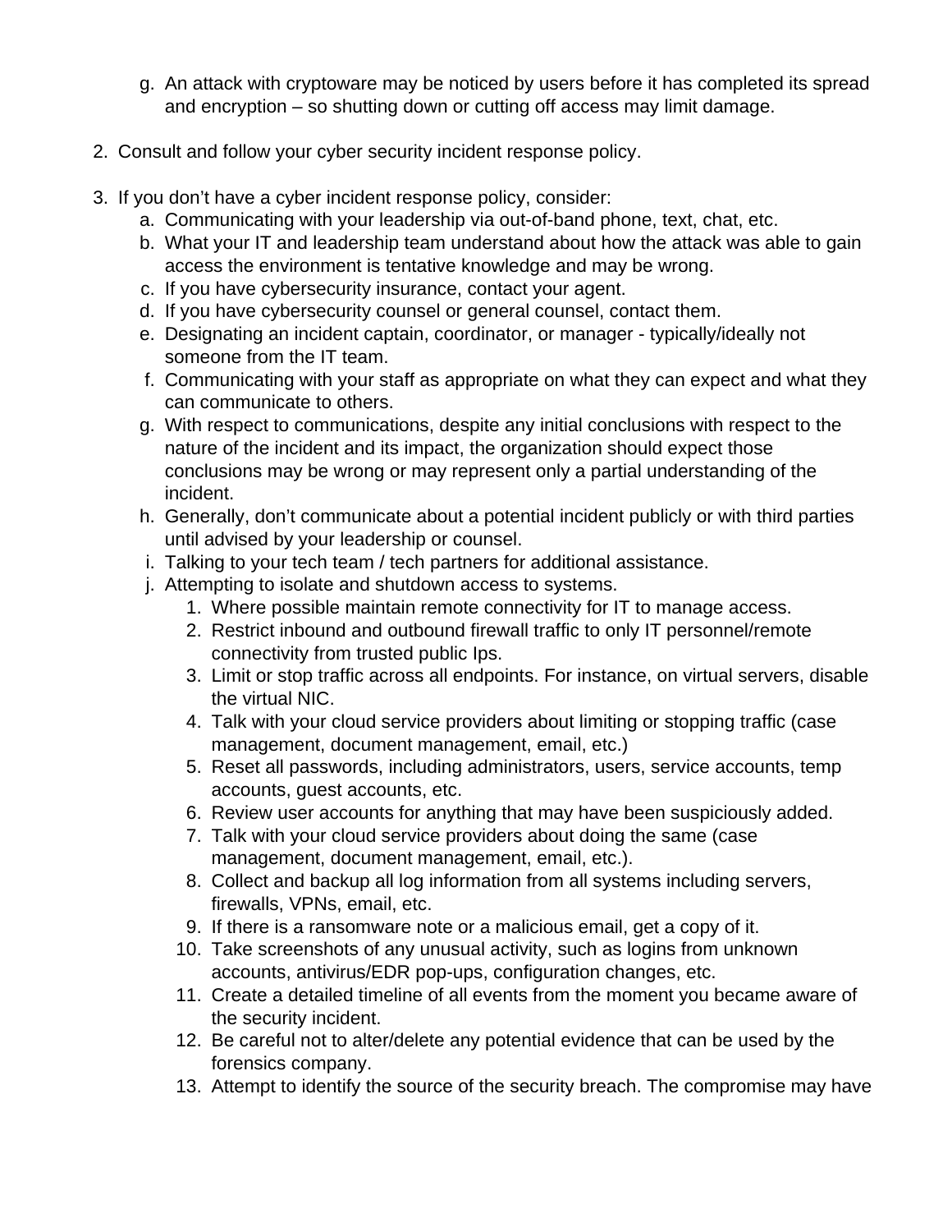g. An attack with cryptoware may be noticed by users before it has completed its spread and encryption – so shutting down or cutting off access may limit damage.

2. Consult and follow your cyber security incident response policy.

3. If you don't have a cyber incident response policy, consider:
    a. Communicating with your leadership via out-of-band phone, text, chat, etc.
    b. What your IT and leadership team understand about how the attack was able to gain access the environment is tentative knowledge and may be wrong.
    c. If you have cybersecurity insurance, contact your agent.
    d. If you have cybersecurity counsel or general counsel, contact them.
    e. Designating an incident captain, coordinator, or manager - typically/ideally not someone from the IT team.
    f. Communicating with your staff as appropriate on what they can expect and what they can communicate to others.
    g. With respect to communications, despite any initial conclusions with respect to the nature of the incident and its impact, the organization should expect those conclusions may be wrong or may represent only a partial understanding of the incident.
    h. Generally, don't communicate about a potential incident publicly or with third parties until advised by your leadership or counsel.
    i. Talking to your tech team / tech partners for additional assistance.
    j. Attempting to isolate and shutdown access to systems.
        1. Where possible maintain remote connectivity for IT to manage access.
        2. Restrict inbound and outbound firewall traffic to only IT personnel/remote connectivity from trusted public Ips.
        3. Limit or stop traffic across all endpoints. For instance, on virtual servers, disable the virtual NIC.
        4. Talk with your cloud service providers about limiting or stopping traffic (case management, document management, email, etc.)
        5. Reset all passwords, including administrators, users, service accounts, temp accounts, guest accounts, etc.
        6. Review user accounts for anything that may have been suspiciously added.
        7. Talk with your cloud service providers about doing the same (case management, document management, email, etc.).
        8. Collect and backup all log information from all systems including servers, firewalls, VPNs, email, etc.
        9. If there is a ransomware note or a malicious email, get a copy of it.
        10. Take screenshots of any unusual activity, such as logins from unknown accounts, antivirus/EDR pop-ups, configuration changes, etc.
        11. Create a detailed timeline of all events from the moment you became aware of the security incident.
        12. Be careful not to alter/delete any potential evidence that can be used by the forensics company.
        13. Attempt to identify the source of the security breach. The compromise may have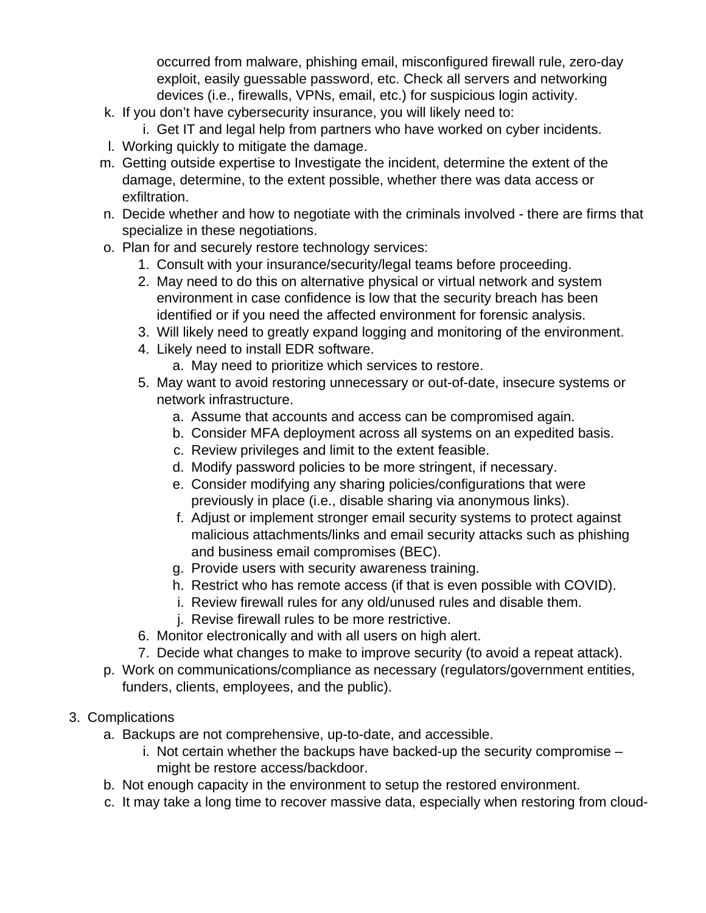occurred from malware, phishing email, misconfigured firewall rule, zero-day exploit, easily guessable password, etc. Check all servers and networking devices (i.e., firewalls, VPNs, email, etc.) for suspicious login activity.

k. If you don't have cybersecurity insurance, you will likely need to:
    i. Get IT and legal help from partners who have worked on cyber incidents.
l. Working quickly to mitigate the damage.
m. Getting outside expertise to Investigate the incident, determine the extent of the damage, determine, to the extent possible, whether there was data access or exfiltration.
n. Decide whether and how to negotiate with the criminals involved - there are firms that specialize in these negotiations.
o. Plan for and securely restore technology services:
    1. Consult with your insurance/security/legal teams before proceeding.
    2. May need to do this on alternative physical or virtual network and system environment in case confidence is low that the security breach has been identified or if you need the affected environment for forensic analysis.
    3. Will likely need to greatly expand logging and monitoring of the environment.
    4. Likely need to install EDR software.
        a. May need to prioritize which services to restore.
    5. May want to avoid restoring unnecessary or out-of-date, insecure systems or network infrastructure.
        a. Assume that accounts and access can be compromised again.
        b. Consider MFA deployment across all systems on an expedited basis.
        c. Review privileges and limit to the extent feasible.
        d. Modify password policies to be more stringent, if necessary.
        e. Consider modifying any sharing policies/configurations that were previously in place (i.e., disable sharing via anonymous links).
        f. Adjust or implement stronger email security systems to protect against malicious attachments/links and email security attacks such as phishing and business email compromises (BEC).
        g. Provide users with security awareness training.
        h. Restrict who has remote access (if that is even possible with COVID).
        i. Review firewall rules for any old/unused rules and disable them.
        j. Revise firewall rules to be more restrictive.
    6. Monitor electronically and with all users on high alert.
    7. Decide what changes to make to improve security (to avoid a repeat attack).
p. Work on communications/compliance as necessary (regulators/government entities, funders, clients, employees, and the public).

3. Complications
    a. Backups are not comprehensive, up-to-date, and accessible.
        i. Not certain whether the backups have backed-up the security compromise – might be restore access/backdoor.
    b. Not enough capacity in the environment to setup the restored environment.
    c. It may take a long time to recover massive data, especially when restoring from cloud-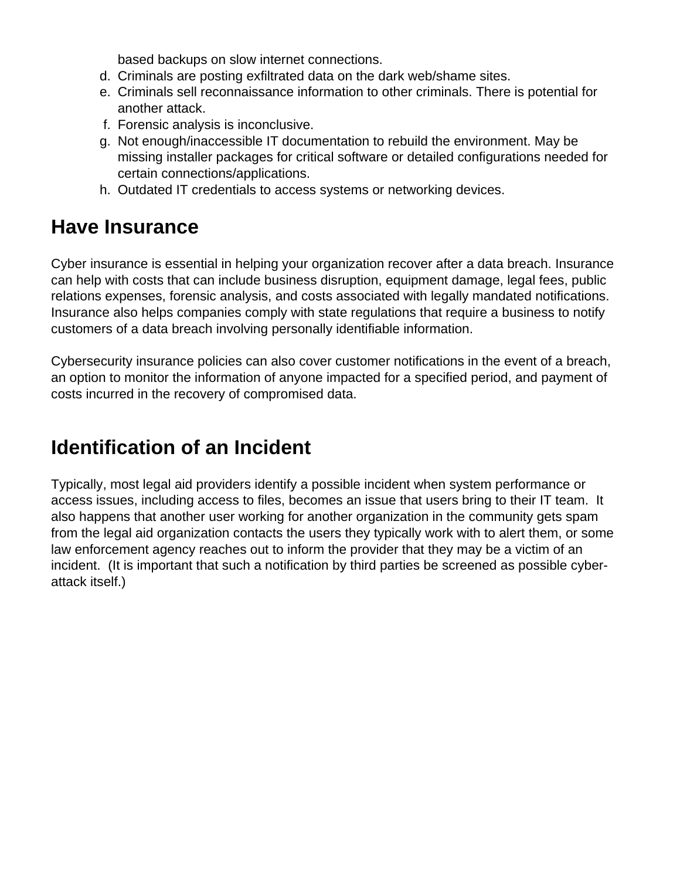based backups on slow internet connections.

d. Criminals are posting exfiltrated data on the dark web/shame sites.
e. Criminals sell reconnaissance information to other criminals. There is potential for another attack.
f. Forensic analysis is inconclusive.
g. Not enough/inaccessible IT documentation to rebuild the environment. May be missing installer packages for critical software or detailed configurations needed for certain connections/applications.
h. Outdated IT credentials to access systems or networking devices.

## Have Insurance

Cyber insurance is essential in helping your organization recover after a data breach. Insurance can help with costs that can include business disruption, equipment damage, legal fees, public relations expenses, forensic analysis, and costs associated with legally mandated notifications. Insurance also helps companies comply with state regulations that require a business to notify customers of a data breach involving personally identifiable information.

Cybersecurity insurance policies can also cover customer notifications in the event of a breach, an option to monitor the information of anyone impacted for a specified period, and payment of costs incurred in the recovery of compromised data.

## Identification of an Incident

Typically, most legal aid providers identify a possible incident when system performance or access issues, including access to files, becomes an issue that users bring to their IT team. It also happens that another user working for another organization in the community gets spam from the legal aid organization contacts the users they typically work with to alert them, or some law enforcement agency reaches out to inform the provider that they may be a victim of an incident. (It is important that such a notification by third parties be screened as possible cyber-attack itself.)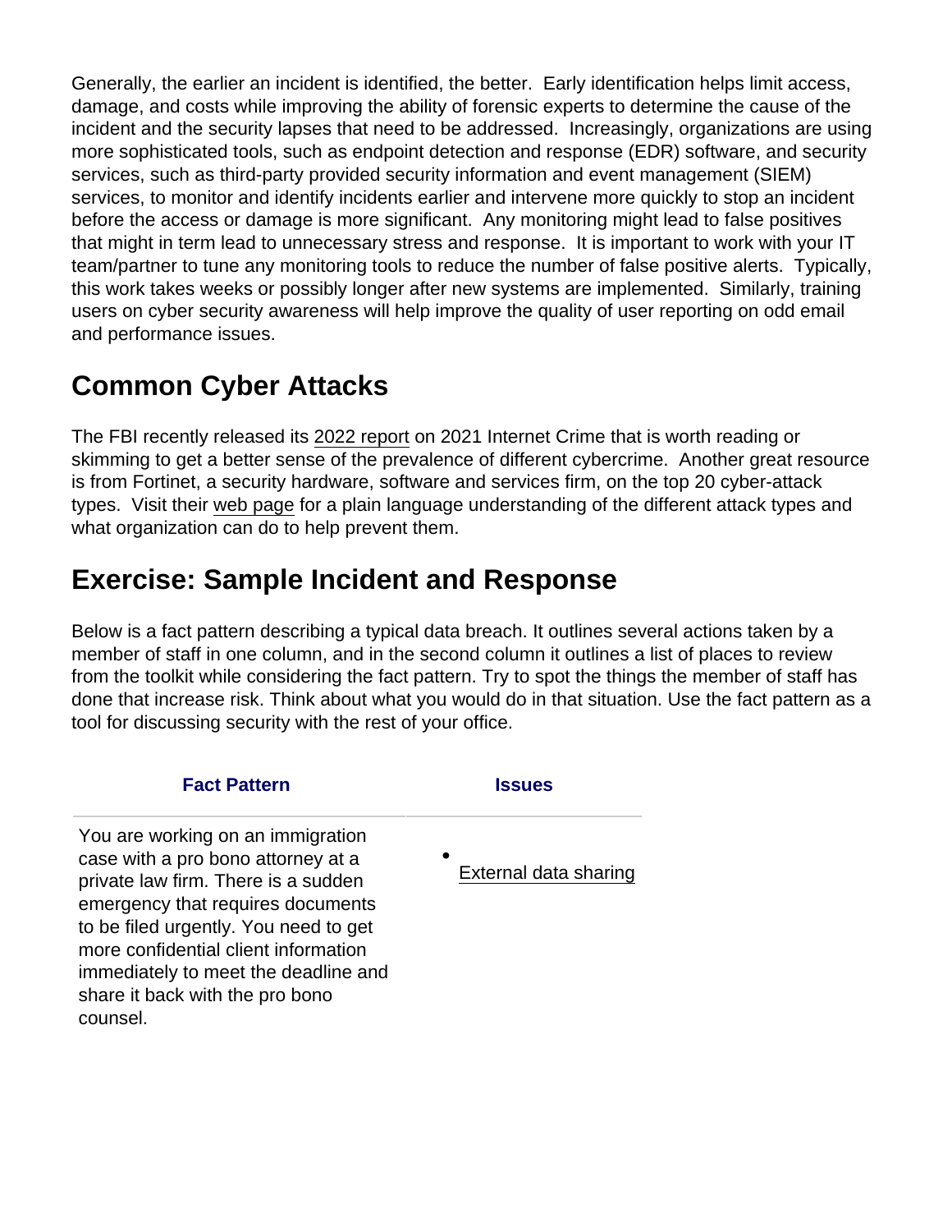Generally, the earlier an incident is identified, the better. Early identification helps limit access, damage, and costs while improving the ability of forensic experts to determine the cause of the incident and the security lapses that need to be addressed. Increasingly, organizations are using more sophisticated tools, such as endpoint detection and response (EDR) software, and security services, such as third-party provided security information and event management (SIEM) services, to monitor and identify incidents earlier and intervene more quickly to stop an incident before the access or damage is more significant. Any monitoring might lead to false positives that might in term lead to unnecessary stress and response. It is important to work with your IT team/partner to tune any monitoring tools to reduce the number of false positive alerts. Typically, this work takes weeks or possibly longer after new systems are implemented. Similarly, training users on cyber security awareness will help improve the quality of user reporting on odd email and performance issues.

## Common Cyber Attacks

The FBI recently released its 2022 report on 2021 Internet Crime that is worth reading or skimming to get a better sense of the prevalence of different cybercrime. Another great resource is from Fortinet, a security hardware, software and services firm, on the top 20 cyber-attack types. Visit their web page for a plain language understanding of the different attack types and what organization can do to help prevent them.

## Exercise: Sample Incident and Response

Below is a fact pattern describing a typical data breach. It outlines several actions taken by a member of staff in one column, and in the second column it outlines a list of places to review from the toolkit while considering the fact pattern. Try to spot the things the member of staff has done that increase risk. Think about what you would do in that situation. Use the fact pattern as a tool for discussing security with the rest of your office.

| Fact Pattern | Issues |
| --- | --- |
| You are working on an immigration case with a pro bono attorney at a private law firm. There is a sudden emergency that requires documents to be filed urgently. You need to get more confidential client information immediately to meet the deadline and share it back with the pro bono counsel. | • External data sharing |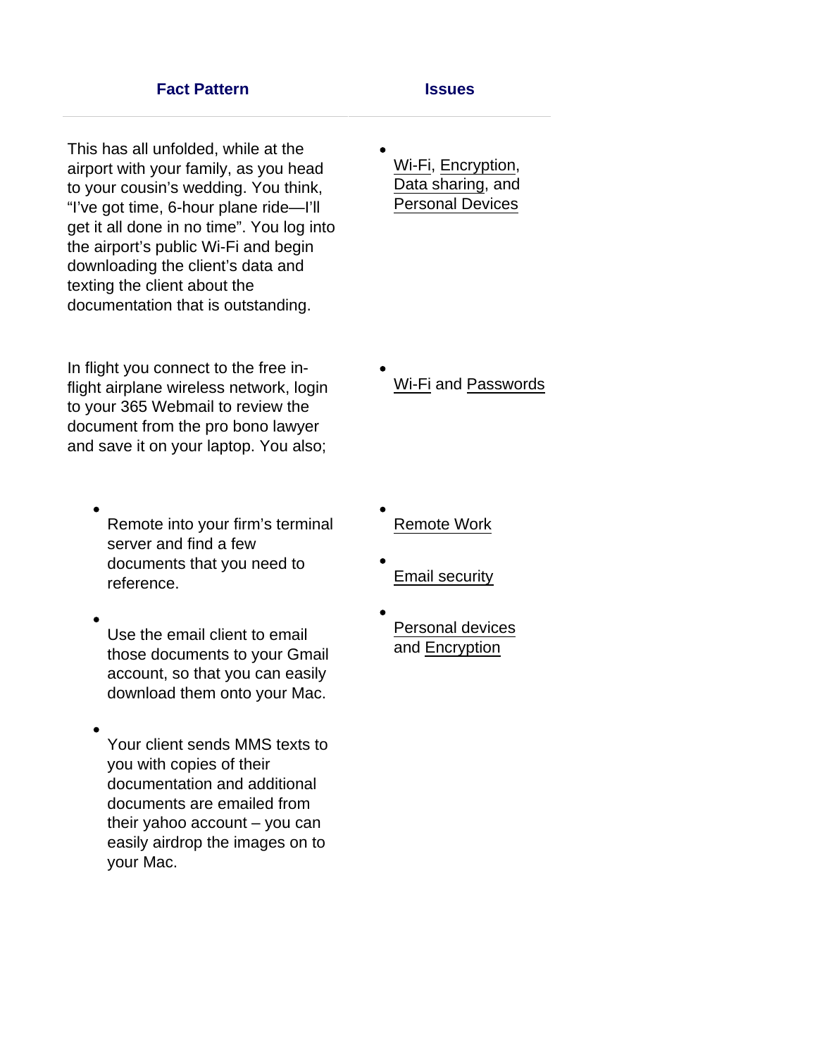| Fact Pattern | Issues |
| --- | --- |
| This has all unfolded, while at the airport with your family, as you head to your cousin's wedding. You think, "I've got time, 6-hour plane ride—I'll get it all done in no time". You log into the airport's public Wi-Fi and begin downloading the client's data and texting the client about the documentation that is outstanding. | • Wi-Fi, Encryption, Data sharing, and Personal Devices |
| In flight you connect to the free in-flight airplane wireless network, login to your 365 Webmail to review the document from the pro bono lawyer and save it on your laptop. You also; | • Wi-Fi and Passwords |
| • Remote into your firm's terminal server and find a few documents that you need to reference.<br>• Use the email client to email those documents to your Gmail account, so that you can easily download them onto your Mac.<br>• Your client sends MMS texts to you with copies of their documentation and additional documents are emailed from their yahoo account – you can easily airdrop the images on to your Mac. | • Remote Work<br>• Email security<br>• Personal devices and Encryption |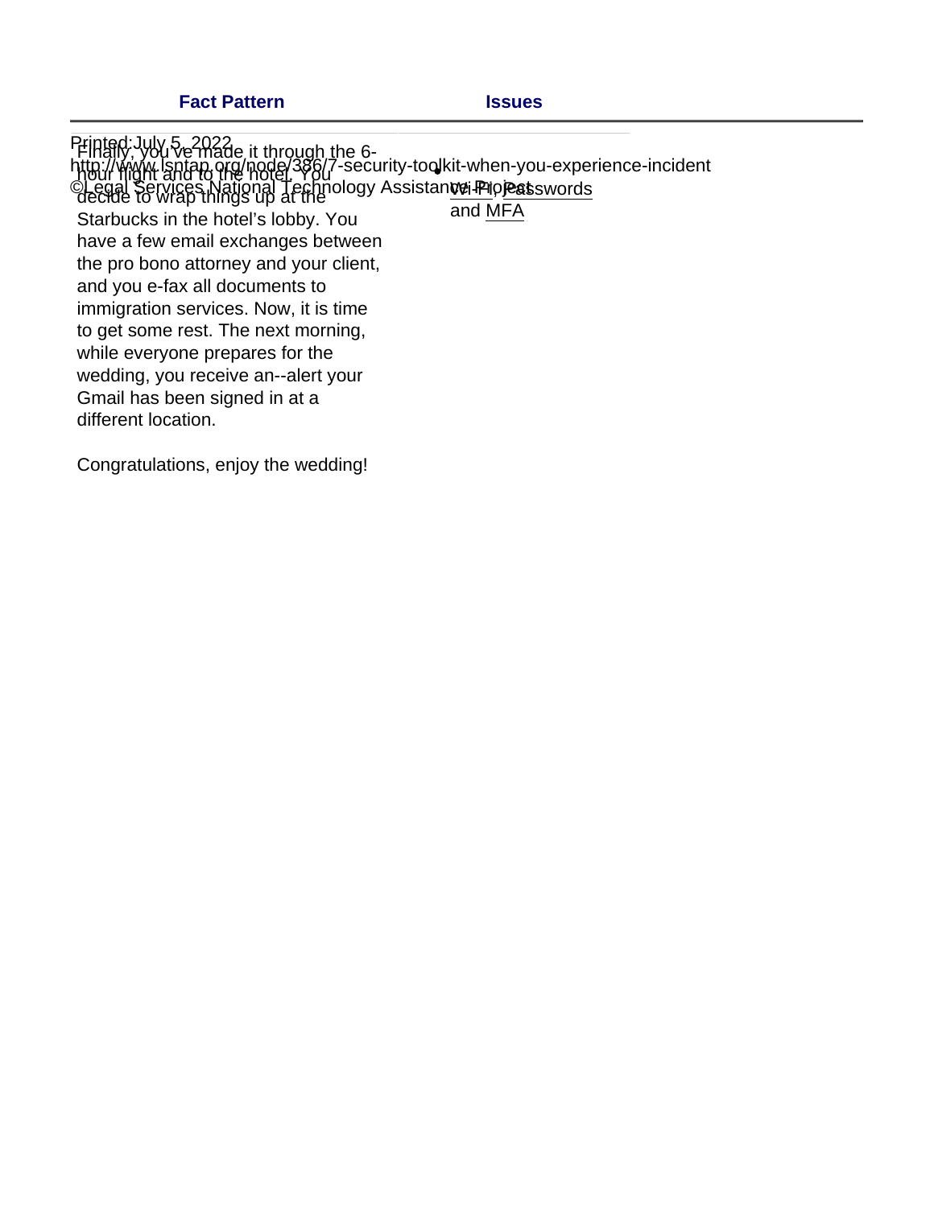| Fact Pattern | Issues |
| --- | --- |
| Finally, you've made it through the 6-hour flight and to the hotel. You decide to wrap things up at the Starbucks in the hotel's lobby. You have a few email exchanges between the pro bono attorney and your client, and you e-fax all documents to immigration services. Now, it is time to get some rest. The next morning, while everyone prepares for the wedding, you receive an--alert your Gmail has been signed in at a different location.<br><br>Congratulations, enjoy the wedding! | • Wi-Fi, Passwords and MFA |